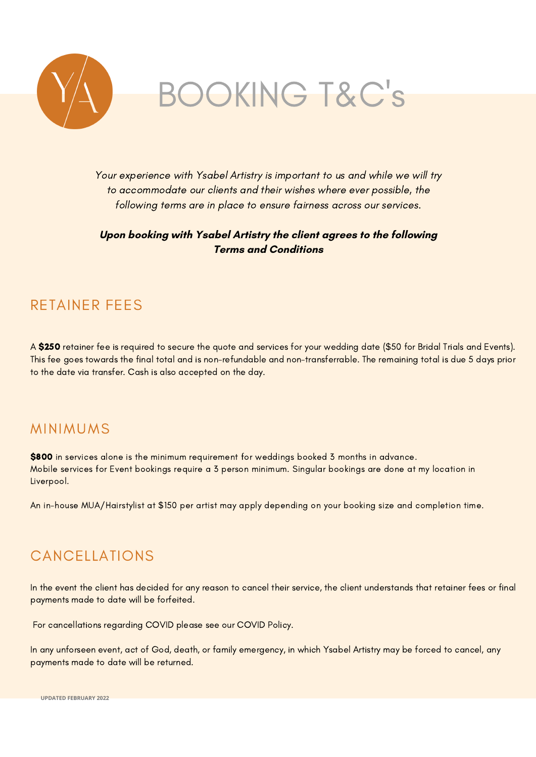# BOOKING T&C's

*Your experience with Ysabel Artistry is important to us and while we will try to accommodate our clients and their wishes where ever possible, the following terms are in place to ensure fairness across our services.*

***Upon booking with Ysabel Artistry the client agrees to the following Terms and Conditions***

## RETAINER FEES

A **$250** retainer fee is required to secure the quote and services for your wedding date ($50 for Bridal Trials and Events). This fee goes towards the final total and is non-refundable and non-transferrable. The remaining total is due 5 days prior to the date via transfer. Cash is also accepted on the day.

## MINIMUMS

**$800** in services alone is the minimum requirement for weddings booked 3 months in advance.
Mobile services for Event bookings require a 3 person minimum. Singular bookings are done at my location in Liverpool.

An in-house MUA/Hairstylist at $150 per artist may apply depending on your booking size and completion time.

## CANCELLATIONS

In the event the client has decided for any reason to cancel their service, the client understands that retainer fees or final payments made to date will be forfeited.

For cancellations regarding COVID please see our COVID Policy.

In any unforseen event, act of God, death, or family emergency, in which Ysabel Artistry may be forced to cancel, any payments made to date will be returned.

UPDATED FEBRUARY 2022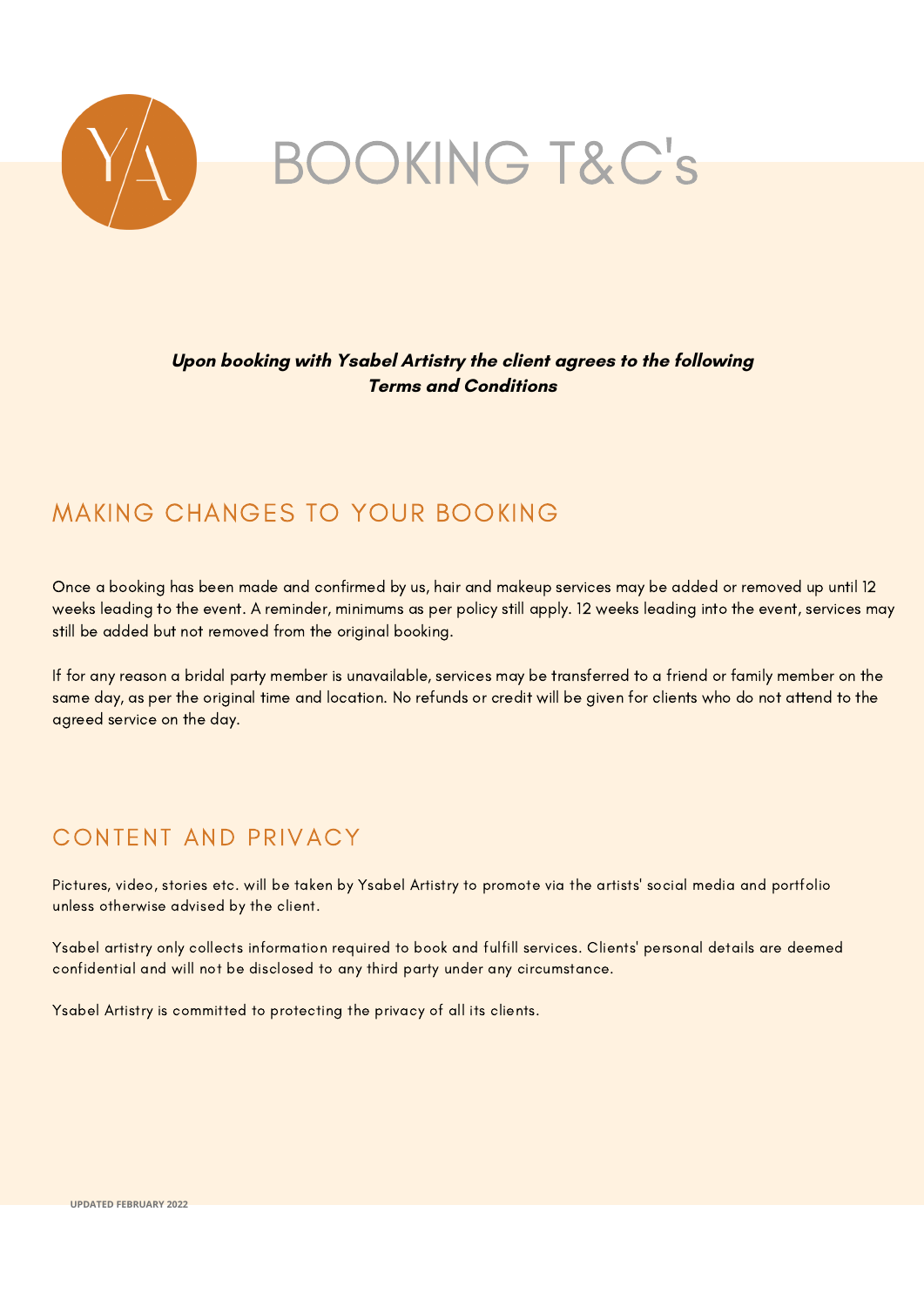# BOOKING T&C's

***Upon booking with Ysabel Artistry the client agrees to the following Terms and Conditions***

## MAKING CHANGES TO YOUR BOOKING

Once a booking has been made and confirmed by us, hair and makeup services may be added or removed up until 12 weeks leading to the event. A reminder, minimums as per policy still apply. 12 weeks leading into the event, services may still be added but not removed from the original booking.

If for any reason a bridal party member is unavailable, services may be transferred to a friend or family member on the same day, as per the original time and location. No refunds or credit will be given for clients who do not attend to the agreed service on the day.

## CONTENT AND PRIVACY

Pictures, video, stories etc. will be taken by Ysabel Artistry to promote via the artists' social media and portfolio unless otherwise advised by the client.

Ysabel artistry only collects information required to book and fulfill services. Clients' personal details are deemed confidential and will not be disclosed to any third party under any circumstance.

Ysabel Artistry is committed to protecting the privacy of all its clients.

UPDATED FEBRUARY 2022